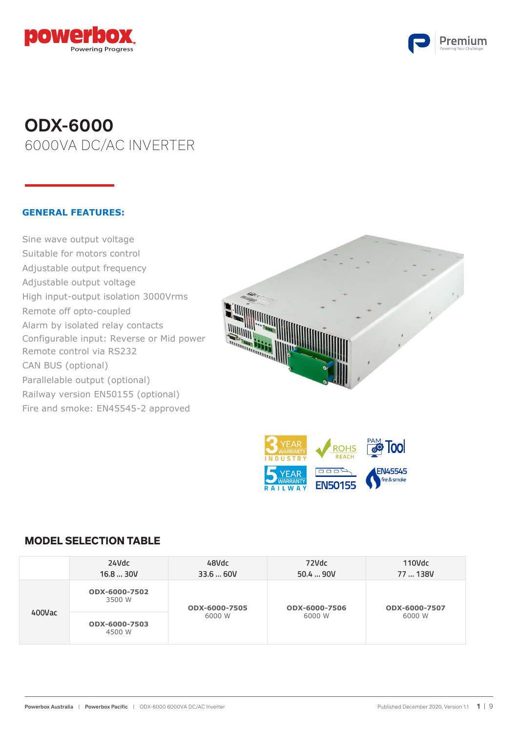# ODX-6000

## 6000VA DC/AC INVERTER

### GENERAL FEATURES:

- Sine wave output voltage
- Suitable for motors control
- Adjustable output frequency
- Adjustable output voltage
- High input-output isolation 3000Vrms
- Remote off opto-coupled
- Alarm by isolated relay contacts
- Configurable input: Reverse or Mid power
- Remote control via RS232
- CAN BUS (optional)
- Parallelable output (optional)
- Railway version EN50155 (optional)
- Fire and smoke: EN45545-2 approved

## MODEL SELECTION TABLE

| | 24Vdc<br>16.8 ... 30V | 48Vdc<br>33.6 ... 60V | 72Vdc<br>50.4 ... 90V | 110Vdc<br>77 ... 138V |
|---|---|---|---|---|
| 400Vac | **ODX-6000-7502**<br>3500 W | **ODX-6000-7505**<br>6000 W | **ODX-6000-7506**<br>6000 W | **ODX-6000-7507**<br>6000 W |
| | **ODX-6000-7503**<br>4500 W | | | |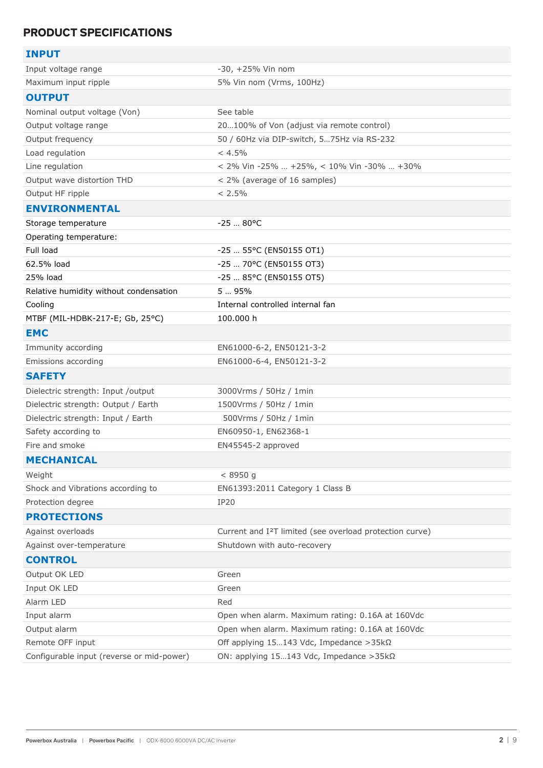## PRODUCT SPECIFICATIONS

| **INPUT** | |
|---|---|
| Input voltage range | -30, +25% Vin nom |
| Maximum input ripple | 5% Vin nom (Vrms, 100Hz) |
| **OUTPUT** | |
| Nominal output voltage (Von) | See table |
| Output voltage range | 20…100% of Von (adjust via remote control) |
| Output frequency | 50 / 60Hz via DIP-switch, 5…75Hz via RS-232 |
| Load regulation | < 4.5% |
| Line regulation | < 2% Vin -25% … +25%, < 10% Vin -30% … +30% |
| Output wave distortion THD | < 2% (average of 16 samples) |
| Output HF ripple | < 2.5% |
| **ENVIRONMENTAL** | |
| Storage temperature | -25 … 80°C |
| Operating temperature: | |
| Full load | -25 … 55°C (EN50155 OT1) |
| 62.5% load | -25 … 70°C (EN50155 OT3) |
| 25% load | -25 … 85°C (EN50155 OT5) |
| Relative humidity without condensation | 5 … 95% |
| Cooling | Internal controlled internal fan |
| MTBF (MIL-HDBK-217-E; Gb, 25°C) | 100.000 h |
| **EMC** | |
| Immunity according | EN61000-6-2, EN50121-3-2 |
| Emissions according | EN61000-6-4, EN50121-3-2 |
| **SAFETY** | |
| Dielectric strength: Input /output | 3000Vrms / 50Hz / 1min |
| Dielectric strength: Output / Earth | 1500Vrms / 50Hz / 1min |
| Dielectric strength: Input / Earth | 500Vrms / 50Hz / 1min |
| Safety according to | EN60950-1, EN62368-1 |
| Fire and smoke | EN45545-2 approved |
| **MECHANICAL** | |
| Weight | < 8950 g |
| Shock and Vibrations according to | EN61393:2011 Category 1 Class B |
| Protection degree | IP20 |
| **PROTECTIONS** | |
| Against overloads | Current and I²T limited (see overload protection curve) |
| Against over-temperature | Shutdown with auto-recovery |
| **CONTROL** | |
| Output OK LED | Green |
| Input OK LED | Green |
| Alarm LED | Red |
| Input alarm | Open when alarm. Maximum rating: 0.16A at 160Vdc |
| Output alarm | Open when alarm. Maximum rating: 0.16A at 160Vdc |
| Remote OFF input | Off applying 15…143 Vdc, Impedance >35kΩ |
| Configurable input (reverse or mid-power) | ON: applying 15…143 Vdc, Impedance >35kΩ |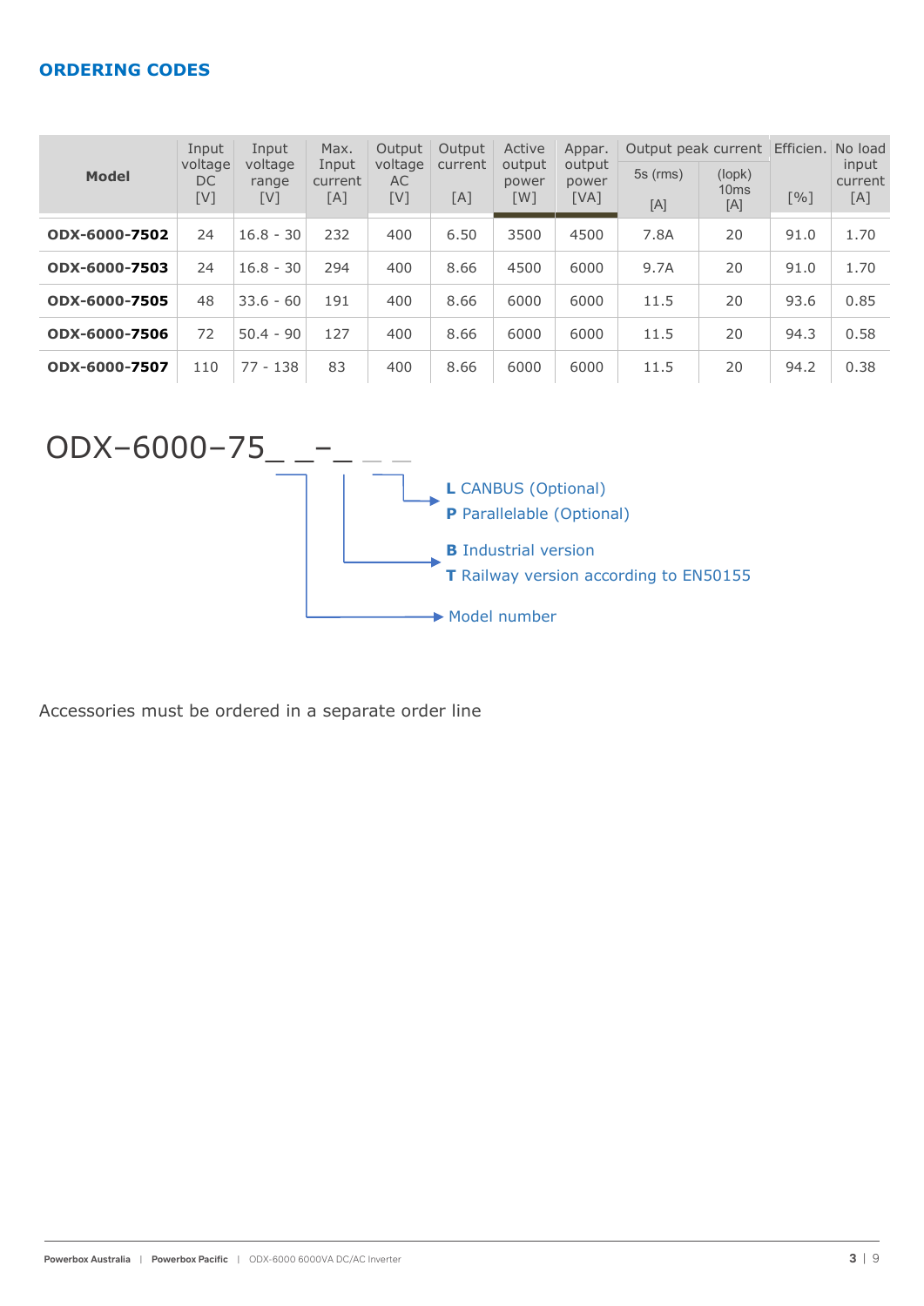## ORDERING CODES

| Model | Input voltage DC [V] | Input voltage range [V] | Max. Input current [A] | Output voltage AC [V] | Output current [A] | Active output power [W] | Appar. output power [VA] | Output peak current | | Efficien. [%] | No load input current [A] |
|---|---|---|---|---|---|---|---|---|---|---|---|
| | | | | | | | | 5s (rms) [A] | (Iopk) 10ms [A] | | |
| **ODX-6000-7502** | 24 | 16.8 - 30 | 232 | 400 | 6.50 | 3500 | 4500 | 7.8A | 20 | 91.0 | 1.70 |
| **ODX-6000-7503** | 24 | 16.8 - 30 | 294 | 400 | 8.66 | 4500 | 6000 | 9.7A | 20 | 91.0 | 1.70 |
| **ODX-6000-7505** | 48 | 33.6 - 60 | 191 | 400 | 8.66 | 6000 | 6000 | 11.5 | 20 | 93.6 | 0.85 |
| **ODX-6000-7506** | 72 | 50.4 - 90 | 127 | 400 | 8.66 | 6000 | 6000 | 11.5 | 20 | 94.3 | 0.58 |
| **ODX-6000-7507** | 110 | 77 - 138 | 83 | 400 | 8.66 | 6000 | 6000 | 11.5 | 20 | 94.2 | 0.38 |

ODX–6000–75_ _–_ _ _

- **L** CANBUS (Optional)
- **P** Parallelable (Optional)
- **B** Industrial version
- **T** Railway version according to EN50155
- Model number

Accessories must be ordered in a separate order line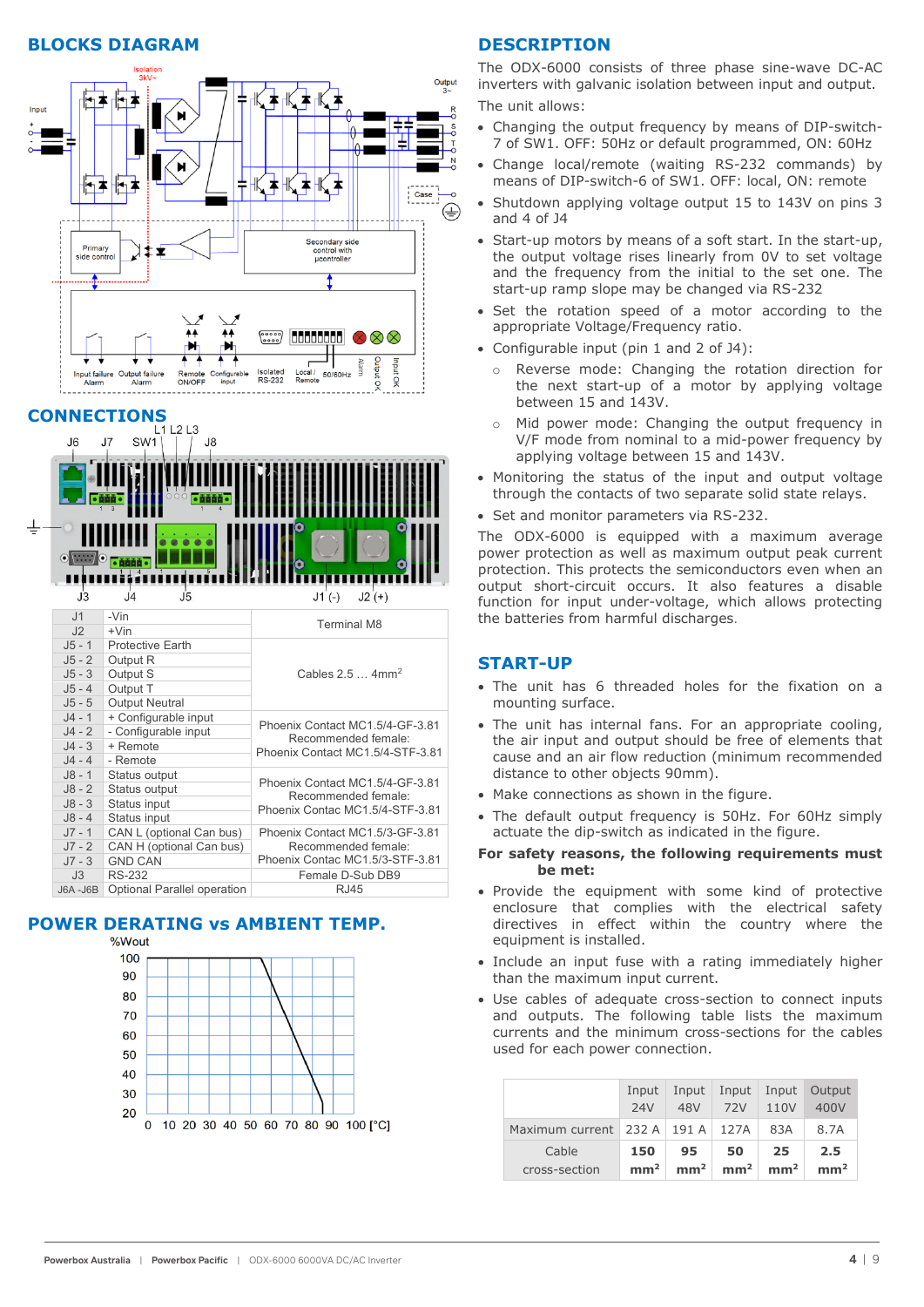## BLOCKS DIAGRAM

## CONNECTIONS

| | | |
|---|---|---|
| J1 | -Vin | Terminal M8 |
| J2 | +Vin | |
| J5 - 1 | Protective Earth | Cables 2.5 … 4mm$^2$ |
| J5 - 2 | Output R | |
| J5 - 3 | Output S | |
| J5 - 4 | Output T | |
| J5 - 5 | Output Neutral | |
| J4 - 1 | + Configurable input | Phoenix Contact MC1.5/4-GF-3.81 Recommended female: Phoenix Contact MC1.5/4-STF-3.81 |
| J4 - 2 | - Configurable input | |
| J4 - 3 | + Remote | |
| J4 - 4 | - Remote | |
| J8 - 1 | Status output | Phoenix Contact MC1.5/4-GF-3.81 Recommended female: Phoenix Contac MC1.5/4-STF-3.81 |
| J8 - 2 | Status output | |
| J8 - 3 | Status input | |
| J8 - 4 | Status input | |
| J7 - 1 | CAN L (optional Can bus) | Phoenix Contact MC1.5/3-GF-3.81 Recommended female: Phoenix Contac MC1.5/3-STF-3.81 |
| J7 - 2 | CAN H (optional Can bus) | |
| J7 - 3 | GND CAN | |
| J3 | RS-232 | Female D-Sub DB9 |
| J6A -J6B | Optional Parallel operation | RJ45 |

## POWER DERATING vs AMBIENT TEMP.

## DESCRIPTION

The ODX-6000 consists of three phase sine-wave DC-AC inverters with galvanic isolation between input and output.

The unit allows:

- Changing the output frequency by means of DIP-switch-7 of SW1. OFF: 50Hz or default programmed, ON: 60Hz
- Change local/remote (waiting RS-232 commands) by means of DIP-switch-6 of SW1. OFF: local, ON: remote
- Shutdown applying voltage output 15 to 143V on pins 3 and 4 of J4
- Start-up motors by means of a soft start. In the start-up, the output voltage rises linearly from 0V to set voltage and the frequency from the initial to the set one. The start-up ramp slope may be changed via RS-232
- Set the rotation speed of a motor according to the appropriate Voltage/Frequency ratio.
- Configurable input (pin 1 and 2 of J4):
    - Reverse mode: Changing the rotation direction for the next start-up of a motor by applying voltage between 15 and 143V.
    - Mid power mode: Changing the output frequency in V/F mode from nominal to a mid-power frequency by applying voltage between 15 and 143V.
- Monitoring the status of the input and output voltage through the contacts of two separate solid state relays.
- Set and monitor parameters via RS-232.

The ODX-6000 is equipped with a maximum average power protection as well as maximum output peak current protection. This protects the semiconductors even when an output short-circuit occurs. It also features a disable function for input under-voltage, which allows protecting the batteries from harmful discharges.

## START-UP

- The unit has 6 threaded holes for the fixation on a mounting surface.
- The unit has internal fans. For an appropriate cooling, the air input and output should be free of elements that cause and an air flow reduction (minimum recommended distance to other objects 90mm).
- Make connections as shown in the figure.
- The default output frequency is 50Hz. For 60Hz simply actuate the dip-switch as indicated in the figure.

**For safety reasons, the following requirements must be met:**

- Provide the equipment with some kind of protective enclosure that complies with the electrical safety directives in effect within the country where the equipment is installed.
- Include an input fuse with a rating immediately higher than the maximum input current.
- Use cables of adequate cross-section to connect inputs and outputs. The following table lists the maximum currents and the minimum cross-sections for the cables used for each power connection.

| | Input 24V | Input 48V | Input 72V | Input 110V | Output 400V |
|---|---|---|---|---|---|
| Maximum current | 232 A | 191 A | 127A | 83A | 8.7A |
| Cable cross-section | **150 mm$^2$** | **95 mm$^2$** | **50 mm$^2$** | **25 mm$^2$** | **2.5 mm$^2$** |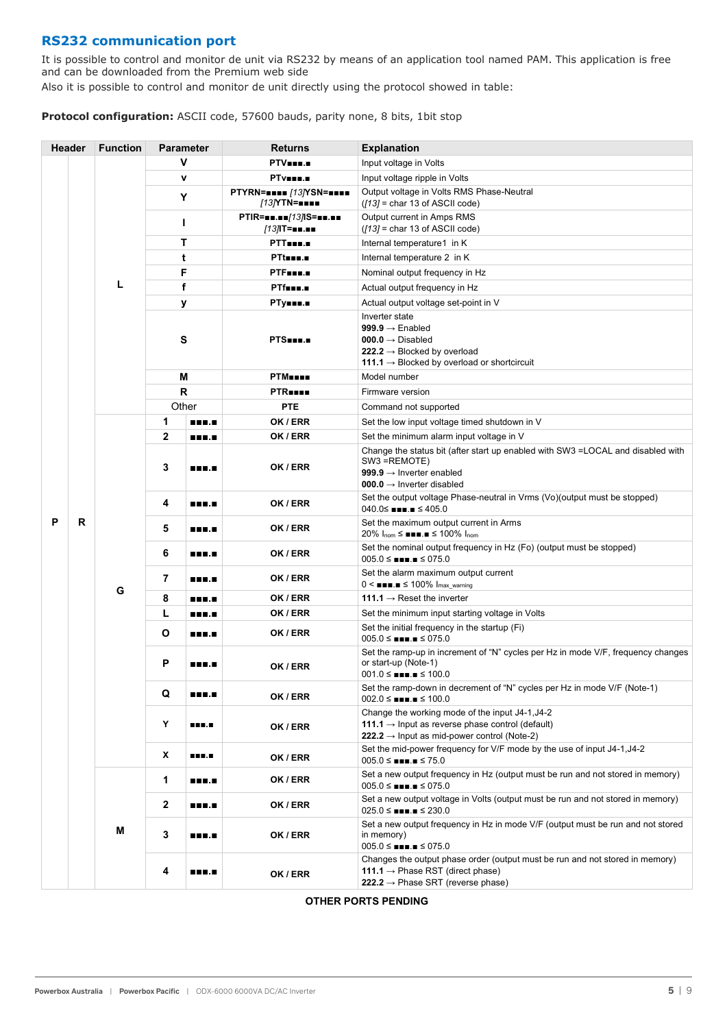## RS232 communication port

It is possible to control and monitor de unit via RS232 by means of an application tool named PAM. This application is free and can be downloaded from the Premium web side

Also it is possible to control and monitor de unit directly using the protocol showed in table:

**Protocol configuration:** ASCII code, 57600 bauds, parity none, 8 bits, 1bit stop

| Header | | Function | Parameter | | Returns | Explanation |
|---|---|---|---|---|---|---|
| P | R | L | V | | PTV■■■.■ | Input voltage in Volts |
| | | | v | | PTv■■■.■ | Input voltage ripple in Volts |
| | | | Y | | PTYRN=■■■■ *[13]*YSN=■■■■ *[13]*YTN=■■■■ | Output voltage in Volts RMS Phase-Neutral (*[13]* = char 13 of ASCII code) |
| | | | I | | PTIR=■■.■■*[13]*IS=■■.■■ *[13]*IT=■■.■■ | Output current in Amps RMS (*[13]* = char 13 of ASCII code) |
| | | | T | | PTT■■■.■ | Internal temperature1 in K |
| | | | t | | PTt■■■.■ | Internal temperature 2 in K |
| | | | F | | PTF■■■.■ | Nominal output frequency in Hz |
| | | | f | | PTf■■■.■ | Actual output frequency in Hz |
| | | | y | | PTy■■■.■ | Actual output voltage set-point in V |
| | | | S | | PTS■■■.■ | Inverter state<br>**999.9** → Enabled<br>**000.0** → Disabled<br>**222.2** → Blocked by overload<br>**111.1** → Blocked by overload or shortcircuit |
| | | | M | | PTM■■■■ | Model number |
| | | | R | | PTR■■■■ | Firmware version |
| | | | Other | | PTE | Command not supported |
| | | G | 1 | ■■■.■ | OK / ERR | Set the low input voltage timed shutdown in V |
| | | | 2 | ■■■.■ | OK / ERR | Set the minimum alarm input voltage in V |
| | | | 3 | ■■■.■ | OK / ERR | Change the status bit (after start up enabled with SW3 =LOCAL and disabled with SW3 =REMOTE)<br>**999.9** → Inverter enabled<br>**000.0** → Inverter disabled |
| | | | 4 | ■■■.■ | OK / ERR | Set the output voltage Phase-neutral in Vrms (Vo)(output must be stopped)<br>040.0≤ ■■■.■ ≤ 405.0 |
| | | | 5 | ■■■.■ | OK / ERR | Set the maximum output current in Arms<br>20% $I_{nom}$ ≤ ■■■.■ ≤ 100% $I_{nom}$ |
| | | | 6 | ■■■.■ | OK / ERR | Set the nominal output frequency in Hz (Fo) (output must be stopped)<br>005.0 ≤ ■■■.■ ≤ 075.0 |
| | | | 7 | ■■■.■ | OK / ERR | Set the alarm maximum output current<br>0 < ■■■.■ ≤ 100% $I_{max\_warning}$ |
| | | | 8 | ■■■.■ | OK / ERR | **111.1** → Reset the inverter |
| | | | L | ■■■.■ | OK / ERR | Set the minimum input starting voltage in Volts |
| | | | O | ■■■.■ | OK / ERR | Set the initial frequency in the startup (Fi)<br>005.0 ≤ ■■■.■ ≤ 075.0 |
| | | | P | ■■■.■ | OK / ERR | Set the ramp-up in increment of "N" cycles per Hz in mode V/F, frequency changes or start-up (Note-1)<br>001.0 ≤ ■■■.■ ≤ 100.0 |
| | | | Q | ■■■.■ | OK / ERR | Set the ramp-down in decrement of "N" cycles per Hz in mode V/F (Note-1)<br>002.0 ≤ ■■■.■ ≤ 100.0 |
| | | | Y | ■■■.■ | OK / ERR | Change the working mode of the input J4-1,J4-2<br>**111.1** → Input as reverse phase control (default)<br>**222.2** → Input as mid-power control (Note-2) |
| | | | X | ■■■.■ | OK / ERR | Set the mid-power frequency for V/F mode by the use of input J4-1,J4-2<br>005.0 ≤ ■■■.■ ≤ 75.0 |
| | | M | 1 | ■■■.■ | OK / ERR | Set a new output frequency in Hz (output must be run and not stored in memory)<br>005.0 ≤ ■■■.■ ≤ 075.0 |
| | | | 2 | ■■■.■ | OK / ERR | Set a new output voltage in Volts (output must be run and not stored in memory)<br>025.0 ≤ ■■■.■ ≤ 230.0 |
| | | | 3 | ■■■.■ | OK / ERR | Set a new output frequency in Hz in mode V/F (output must be run and not stored in memory)<br>005.0 ≤ ■■■.■ ≤ 075.0 |
| | | | 4 | ■■■.■ | OK / ERR | Changes the output phase order (output must be run and not stored in memory)<br>**111.1** → Phase RST (direct phase)<br>**222.2** → Phase SRT (reverse phase) |

**OTHER PORTS PENDING**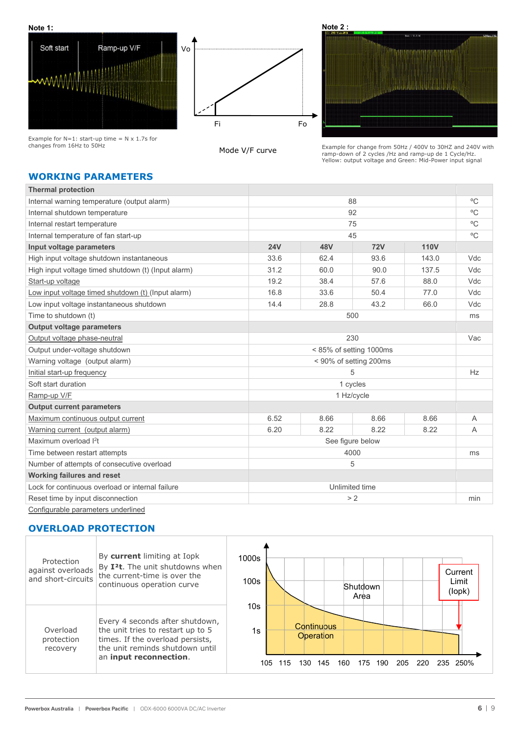**Note 1:**

Example for N=1: start-up time = N x 1.7s for changes from 16Hz to 50Hz

Mode V/F curve

**Note 2 :**

Example for change from 50Hz / 400V to 30HZ and 240V with ramp-down of 2 cycles /Hz and ramp-up de 1 Cycle/Hz.
Yellow: output voltage and Green: Mid-Power input signal

## WORKING PARAMETERS

| Thermal protection | | | | | |
|---|---|---|---|---|---|
| Internal warning temperature (output alarm) | 88 | | | | ºC |
| Internal shutdown temperature | 92 | | | | ºC |
| Internal restart temperature | 75 | | | | ºC |
| Internal temperature of fan start-up | 45 | | | | ºC |
| **Input voltage parameters** | **24V** | **48V** | **72V** | **110V** | |
| High input voltage shutdown instantaneous | 33.6 | 62.4 | 93.6 | 143.0 | Vdc |
| High input voltage timed shutdown (t) (Input alarm) | 31.2 | 60.0 | 90.0 | 137.5 | Vdc |
| Start-up voltage | 19.2 | 38.4 | 57.6 | 88.0 | Vdc |
| Low input voltage timed shutdown (t) (Input alarm) | 16.8 | 33.6 | 50.4 | 77.0 | Vdc |
| Low input voltage instantaneous shutdown | 14.4 | 28.8 | 43.2 | 66.0 | Vdc |
| Time to shutdown (t) | 500 | | | | ms |
| **Output voltage parameters** | | | | | |
| Output voltage phase-neutral | 230 | | | | Vac |
| Output under-voltage shutdown | < 85% of setting 1000ms | | | | |
| Warning voltage (output alarm) | < 90% of setting 200ms | | | | |
| Initial start-up frequency | 5 | | | | Hz |
| Soft start duration | 1 cycles | | | | |
| Ramp-up V/F | 1 Hz/cycle | | | | |
| **Output current parameters** | | | | | |
| Maximum continuous output current | 6.52 | 8.66 | 8.66 | 8.66 | A |
| Warning current (output alarm) | 6.20 | 8.22 | 8.22 | 8.22 | A |
| Maximum overload $I^2t$ | See figure below | | | | |
| Time between restart attempts | 4000 | | | | ms |
| Number of attempts of consecutive overload | 5 | | | | |
| **Working failures and reset** | | | | | |
| Lock for continuous overload or internal failure | Unlimited time | | | | |
| Reset time by input disconnection | > 2 | | | | min |

Configurable parameters underlined

## OVERLOAD PROTECTION

| | |
|---|---|
| Protection against overloads and short-circuits | By **current** limiting at Iopk<br>By **I²t**. The unit shutdowns when the current-time is over the continuous operation curve |
| Overload protection recovery | Every 4 seconds after shutdown, the unit tries to restart up to 5 times. If the overload persists, the unit reminds shutdown until an **input reconnection**. |

Chart labels: 1000s, 100s, 10s, 1s; 105, 115, 130, 145, 160, 175, 190, 205, 220, 235, 250%; Shutdown Area; Continuous Operation; Current Limit (Iopk)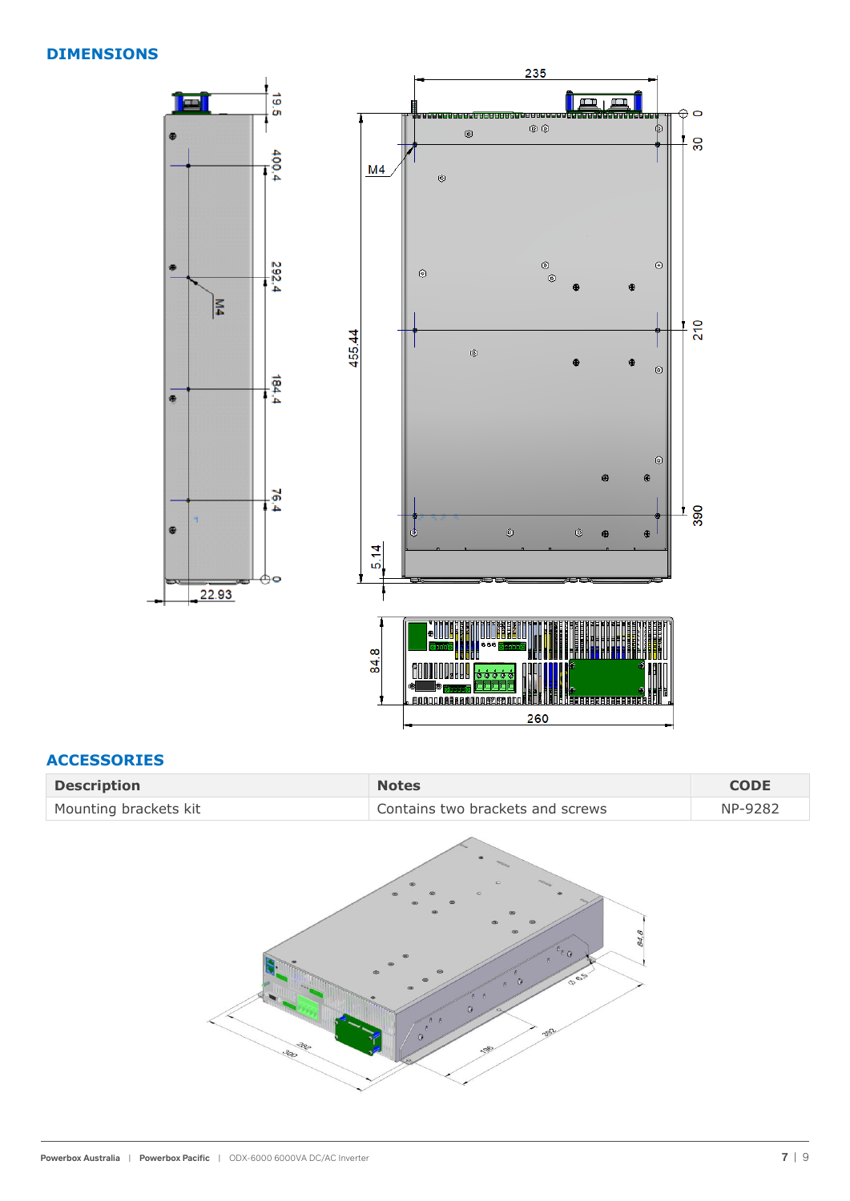## DIMENSIONS

## ACCESSORIES

| Description | Notes | CODE |
| --- | --- | --- |
| Mounting brackets kit | Contains two brackets and screws | NP-9282 |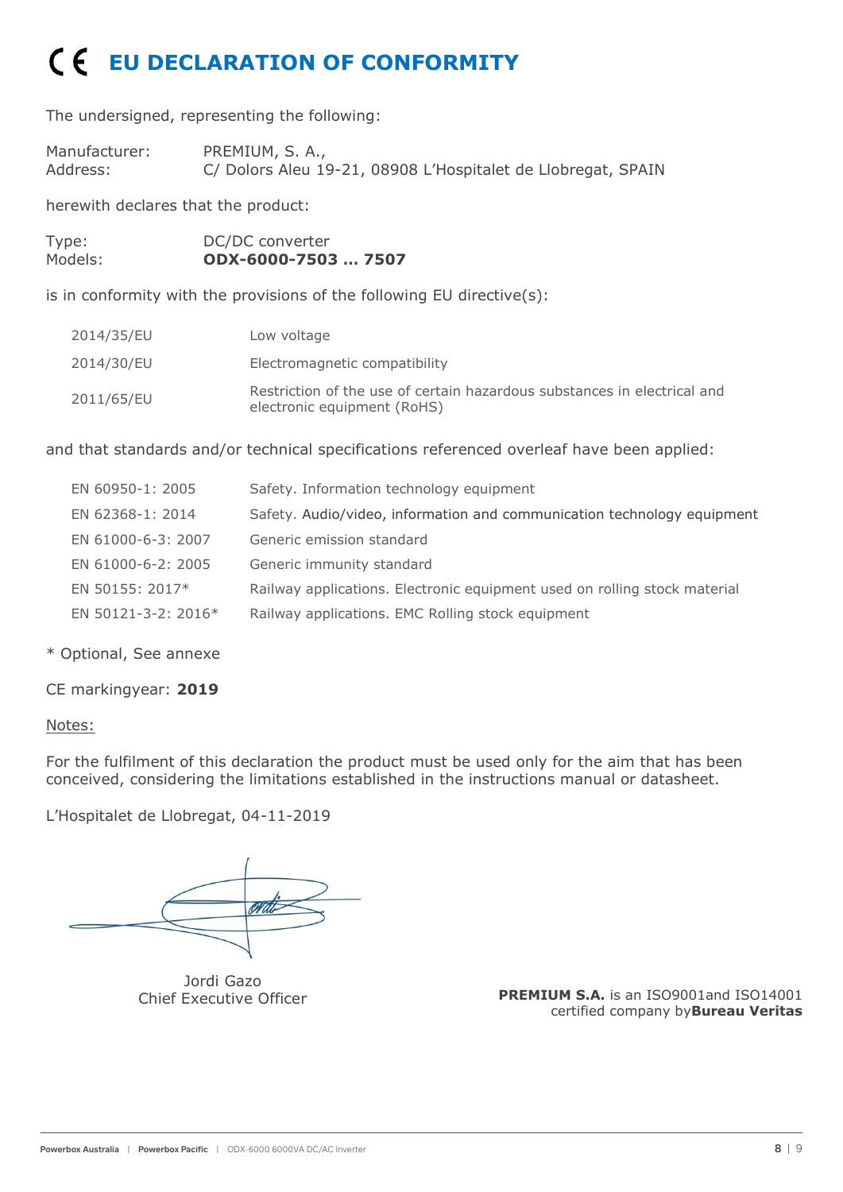# CE EU DECLARATION OF CONFORMITY

The undersigned, representing the following:

Manufacturer: PREMIUM, S. A.,
Address: C/ Dolors Aleu 19-21, 08908 L'Hospitalet de Llobregat, SPAIN

herewith declares that the product:

Type: DC/DC converter
Models: **ODX-6000-7503 … 7507**

is in conformity with the provisions of the following EU directive(s):

| | |
|---|---|
| 2014/35/EU | Low voltage |
| 2014/30/EU | Electromagnetic compatibility |
| 2011/65/EU | Restriction of the use of certain hazardous substances in electrical and electronic equipment (RoHS) |

and that standards and/or technical specifications referenced overleaf have been applied:

| | |
|---|---|
| EN 60950-1: 2005 | Safety. Information technology equipment |
| EN 62368-1: 2014 | Safety. Audio/video, information and communication technology equipment |
| EN 61000-6-3: 2007 | Generic emission standard |
| EN 61000-6-2: 2005 | Generic immunity standard |
| EN 50155: 2017* | Railway applications. Electronic equipment used on rolling stock material |
| EN 50121-3-2: 2016* | Railway applications. EMC Rolling stock equipment |

* Optional, See annexe

CE markingyear: **2019**

Notes:

For the fulfilment of this declaration the product must be used only for the aim that has been conceived, considering the limitations established in the instructions manual or datasheet.

L'Hospitalet de Llobregat, 04-11-2019

Jordi Gazo
Chief Executive Officer

**PREMIUM S.A.** is an ISO9001and ISO14001 certified company by**Bureau Veritas**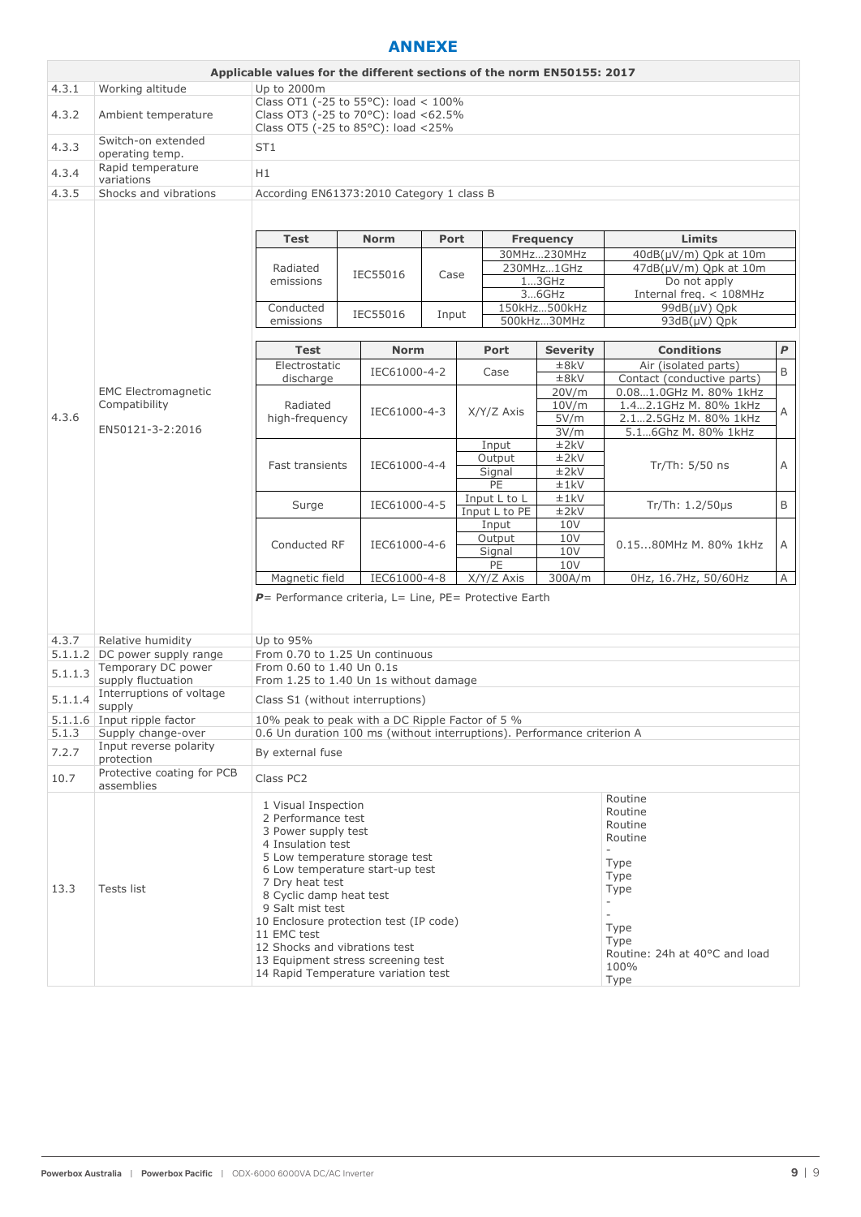# ANNEXE

| Applicable values for the different sections of the norm EN50155: 2017 | | |
|---|---|---|
| 4.3.1 | Working altitude | Up to 2000m |
| 4.3.2 | Ambient temperature | Class OT1 (-25 to 55°C): load < 100%<br>Class OT3 (-25 to 70°C): load <62.5%<br>Class OT5 (-25 to 85°C): load <25% |
| 4.3.3 | Switch-on extended operating temp. | ST1 |
| 4.3.4 | Rapid temperature variations | H1 |
| 4.3.5 | Shocks and vibrations | According EN61373:2010 Category 1 class B |
| 4.3.6 | EMC Electromagnetic Compatibility<br><br>EN50121-3-2:2016 | See tables below |

| Test | Norm | Port | Frequency | Limits |
|---|---|---|---|---|
| Radiated emissions | IEC55016 | Case | 30MHz…230MHz | 40dB(μV/m) Qpk at 10m |
| | | | 230MHz…1GHz | 47dB(μV/m) Qpk at 10m |
| | | | 1…3GHz | Do not apply |
| | | | 3…6GHz | Internal freq. < 108MHz |
| Conducted emissions | IEC55016 | Input | 150kHz…500kHz | 99dB(μV) Qpk |
| | | | 500kHz…30MHz | 93dB(μV) Qpk |

| Test | Norm | Port | Severity | Conditions | *P* |
|---|---|---|---|---|---|
| Electrostatic discharge | IEC61000-4-2 | Case | ±8kV | Air (isolated parts) | B |
| | | | ±8kV | Contact (conductive parts) | |
| Radiated high-frequency | IEC61000-4-3 | X/Y/Z Axis | 20V/m | 0.08…1.0GHz M. 80% 1kHz | A |
| | | | 10V/m | 1.4…2.1GHz M. 80% 1kHz | |
| | | | 5V/m | 2.1…2.5GHz M. 80% 1kHz | |
| | | | 3V/m | 5.1…6Ghz M. 80% 1kHz | |
| Fast transients | IEC61000-4-4 | Input | ±2kV | Tr/Th: 5/50 ns | A |
| | | Output | ±2kV | | |
| | | Signal | ±2kV | | |
| | | PE | ±1kV | | |
| Surge | IEC61000-4-5 | Input L to L | ±1kV | Tr/Th: 1.2/50µs | B |
| | | Input L to PE | ±2kV | | |
| Conducted RF | IEC61000-4-6 | Input | 10V | 0.15…80MHz M. 80% 1kHz | A |
| | | Output | 10V | | |
| | | Signal | 10V | | |
| | | PE | 10V | | |
| Magnetic field | IEC61000-4-8 | X/Y/Z Axis | 300A/m | 0Hz, 16.7Hz, 50/60Hz | A |

***P***= Performance criteria, L= Line, PE= Protective Earth

| | | |
|---|---|---|
| 4.3.7 | Relative humidity | Up to 95% |
| 5.1.1.2 | DC power supply range | From 0.70 to 1.25 Un continuous |
| 5.1.1.3 | Temporary DC power supply fluctuation | From 0.60 to 1.40 Un 0.1s<br>From 1.25 to 1.40 Un 1s without damage |
| 5.1.1.4 | Interruptions of voltage supply | Class S1 (without interruptions) |
| 5.1.1.6 | Input ripple factor | 10% peak to peak with a DC Ripple Factor of 5 % |
| 5.1.3 | Supply change-over | 0.6 Un duration 100 ms (without interruptions). Performance criterion A |
| 7.2.7 | Input reverse polarity protection | By external fuse |
| 10.7 | Protective coating for PCB assemblies | Class PC2 |

13.3 Tests list

| Test | Type |
|---|---|
| 1 Visual Inspection | Routine |
| 2 Performance test | Routine |
| 3 Power supply test | Routine |
| 4 Insulation test | Routine |
| 5 Low temperature storage test | - |
| 6 Low temperature start-up test | Type |
| 7 Dry heat test | Type |
| 8 Cyclic damp heat test | Type |
| 9 Salt mist test | - |
| 10 Enclosure protection test (IP code) | - |
| 11 EMC test | Type |
| 12 Shocks and vibrations test | Type |
| 13 Equipment stress screening test | Routine: 24h at 40°C and load 100% |
| 14 Rapid Temperature variation test | Type |